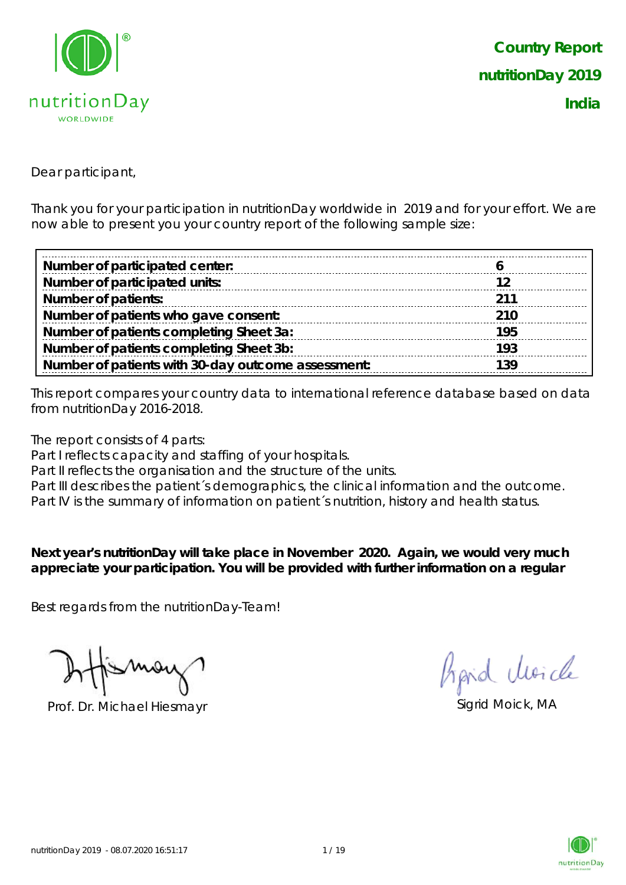# Country Report
# nutritionDay 2019
# India

Dear participant,

Thank you for your participation in nutritionDay worldwide in 2019 and for your effort. We are now able to present you your country report of the following sample size:

| | |
|---|---|
| **Number of participated center:** | **6** |
| **Number of participated units:** | **12** |
| **Number of patients:** | **211** |
| **Number of patients who gave consent:** | **210** |
| **Number of patients completing Sheet 3a:** | **195** |
| **Number of patients completing Sheet 3b:** | **193** |
| **Number of patients with 30-day outcome assessment:** | **139** |

This report compares your country data to international reference database based on data from nutritionDay 2016-2018.

The report consists of 4 parts:
Part I reflects capacity and staffing of your hospitals.
Part II reflects the organisation and the structure of the units.
Part III describes the patient´s demographics, the clinical information and the outcome.
Part IV is the summary of information on patient´s nutrition, history and health status.

**Next year's nutritionDay will take place in November 2020. Again, we would very much appreciate your participation. You will be provided with further information on a regular**

Best regards from the nutritionDay-Team!

Prof. Dr. Michael Hiesmayr

Sigrid Moick, MA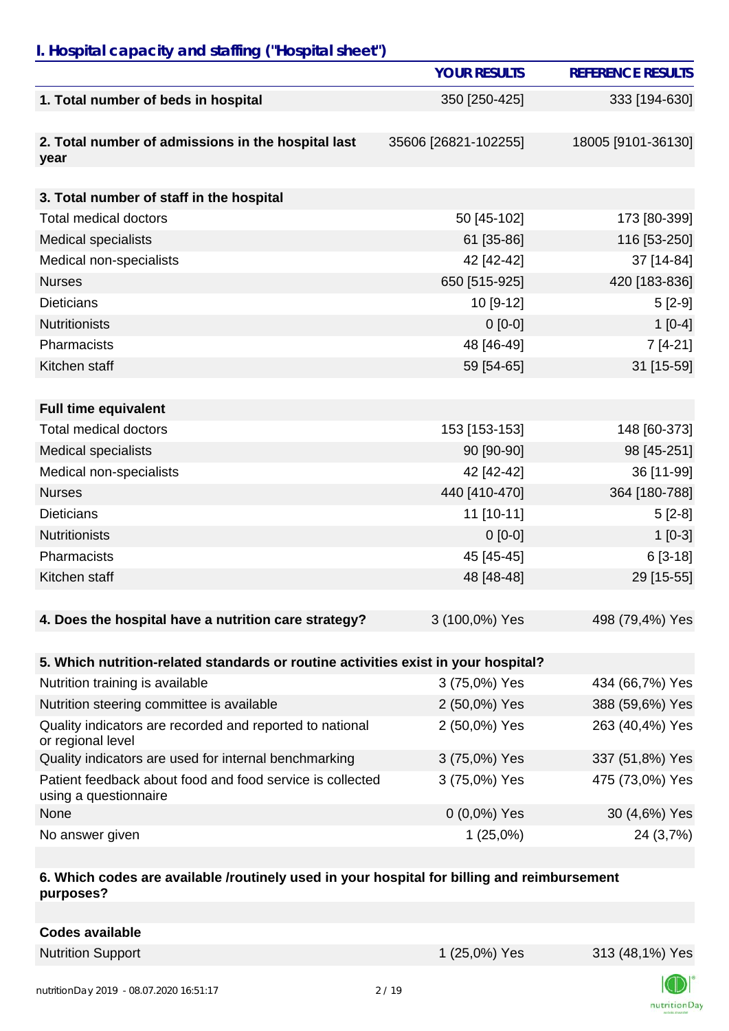## I. Hospital capacity and staffing ("Hospital sheet")

| | YOUR RESULTS | REFERENCE RESULTS |
|---|---|---|
| **1. Total number of beds in hospital** | 350 [250-425] | 333 [194-630] |
| **2. Total number of admissions in the hospital last year** | 35606 [26821-102255] | 18005 [9101-36130] |
| **3. Total number of staff in the hospital** | | |
| Total medical doctors | 50 [45-102] | 173 [80-399] |
| Medical specialists | 61 [35-86] | 116 [53-250] |
| Medical non-specialists | 42 [42-42] | 37 [14-84] |
| Nurses | 650 [515-925] | 420 [183-836] |
| Dieticians | 10 [9-12] | 5 [2-9] |
| Nutritionists | 0 [0-0] | 1 [0-4] |
| Pharmacists | 48 [46-49] | 7 [4-21] |
| Kitchen staff | 59 [54-65] | 31 [15-59] |
| **Full time equivalent** | | |
| Total medical doctors | 153 [153-153] | 148 [60-373] |
| Medical specialists | 90 [90-90] | 98 [45-251] |
| Medical non-specialists | 42 [42-42] | 36 [11-99] |
| Nurses | 440 [410-470] | 364 [180-788] |
| Dieticians | 11 [10-11] | 5 [2-8] |
| Nutritionists | 0 [0-0] | 1 [0-3] |
| Pharmacists | 45 [45-45] | 6 [3-18] |
| Kitchen staff | 48 [48-48] | 29 [15-55] |
| **4. Does the hospital have a nutrition care strategy?** | 3 (100,0%) Yes | 498 (79,4%) Yes |
| **5. Which nutrition-related standards or routine activities exist in your hospital?** | | |
| Nutrition training is available | 3 (75,0%) Yes | 434 (66,7%) Yes |
| Nutrition steering committee is available | 2 (50,0%) Yes | 388 (59,6%) Yes |
| Quality indicators are recorded and reported to national or regional level | 2 (50,0%) Yes | 263 (40,4%) Yes |
| Quality indicators are used for internal benchmarking | 3 (75,0%) Yes | 337 (51,8%) Yes |
| Patient feedback about food and food service is collected using a questionnaire | 3 (75,0%) Yes | 475 (73,0%) Yes |
| None | 0 (0,0%) Yes | 30 (4,6%) Yes |
| No answer given | 1 (25,0%) | 24 (3,7%) |
| **6. Which codes are available /routinely used in your hospital for billing and reimbursement purposes?** | | |
| **Codes available** | | |
| Nutrition Support | 1 (25,0%) Yes | 313 (48,1%) Yes |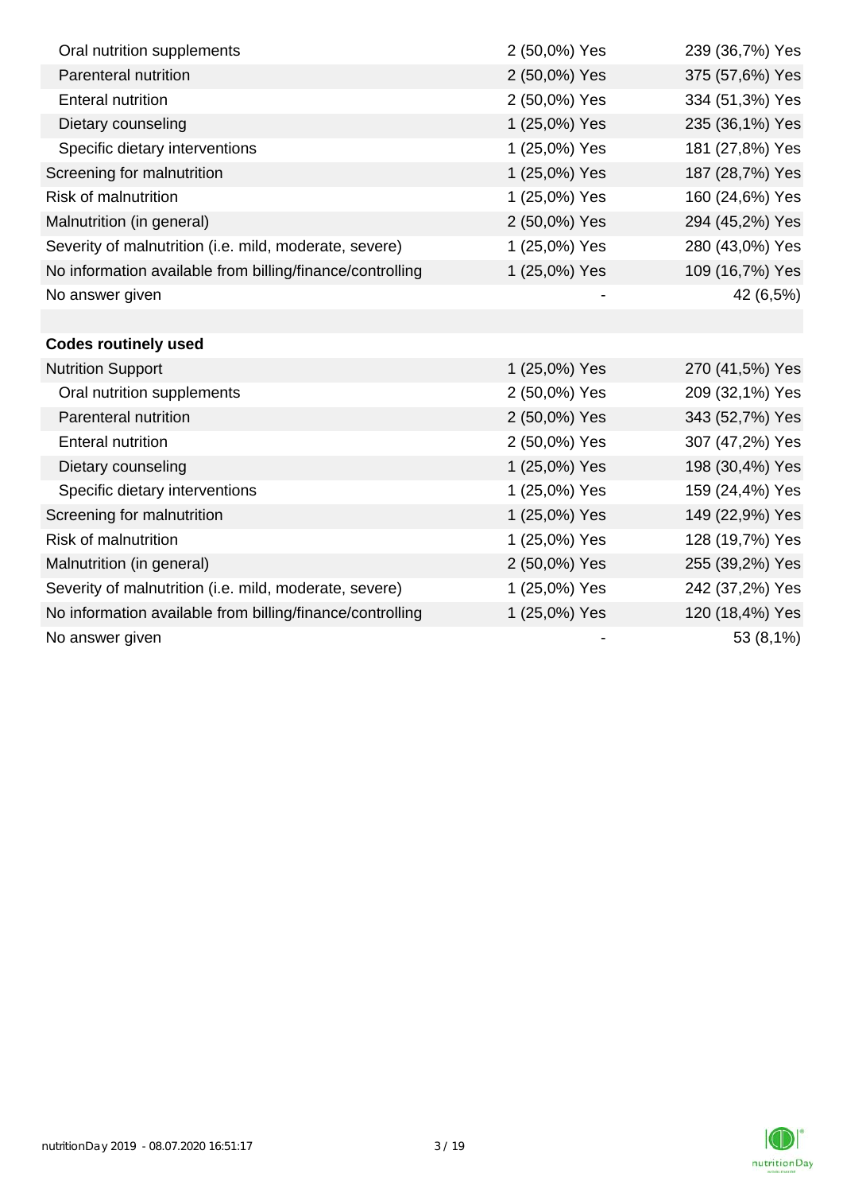| | | |
|---|---|---|
| Oral nutrition supplements | 2 (50,0%) Yes | 239 (36,7%) Yes |
| Parenteral nutrition | 2 (50,0%) Yes | 375 (57,6%) Yes |
| Enteral nutrition | 2 (50,0%) Yes | 334 (51,3%) Yes |
| Dietary counseling | 1 (25,0%) Yes | 235 (36,1%) Yes |
| Specific dietary interventions | 1 (25,0%) Yes | 181 (27,8%) Yes |
| Screening for malnutrition | 1 (25,0%) Yes | 187 (28,7%) Yes |
| Risk of malnutrition | 1 (25,0%) Yes | 160 (24,6%) Yes |
| Malnutrition (in general) | 2 (50,0%) Yes | 294 (45,2%) Yes |
| Severity of malnutrition (i.e. mild, moderate, severe) | 1 (25,0%) Yes | 280 (43,0%) Yes |
| No information available from billing/finance/controlling | 1 (25,0%) Yes | 109 (16,7%) Yes |
| No answer given | - | 42 (6,5%) |
| | | |
| **Codes routinely used** | | |
| Nutrition Support | 1 (25,0%) Yes | 270 (41,5%) Yes |
| Oral nutrition supplements | 2 (50,0%) Yes | 209 (32,1%) Yes |
| Parenteral nutrition | 2 (50,0%) Yes | 343 (52,7%) Yes |
| Enteral nutrition | 2 (50,0%) Yes | 307 (47,2%) Yes |
| Dietary counseling | 1 (25,0%) Yes | 198 (30,4%) Yes |
| Specific dietary interventions | 1 (25,0%) Yes | 159 (24,4%) Yes |
| Screening for malnutrition | 1 (25,0%) Yes | 149 (22,9%) Yes |
| Risk of malnutrition | 1 (25,0%) Yes | 128 (19,7%) Yes |
| Malnutrition (in general) | 2 (50,0%) Yes | 255 (39,2%) Yes |
| Severity of malnutrition (i.e. mild, moderate, severe) | 1 (25,0%) Yes | 242 (37,2%) Yes |
| No information available from billing/finance/controlling | 1 (25,0%) Yes | 120 (18,4%) Yes |
| No answer given | - | 53 (8,1%) |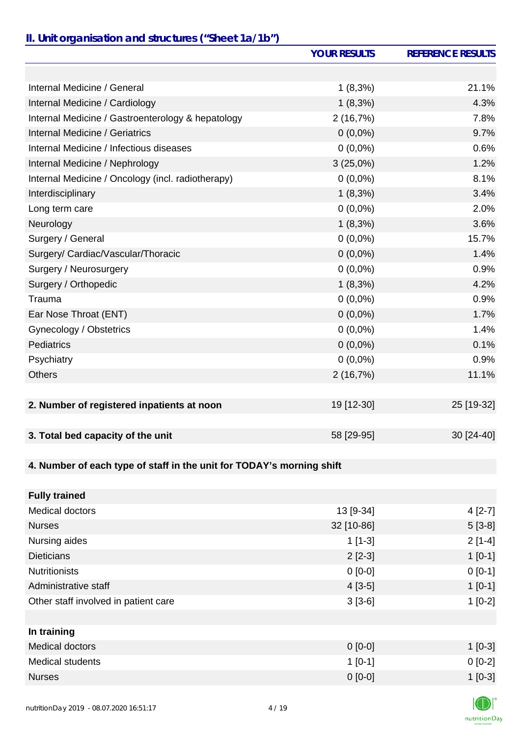## II. Unit organisation and structures ("Sheet 1a/1b")

| | YOUR RESULTS | REFERENCE RESULTS |
|---|---|---|
| | | |
| Internal Medicine / General | 1 (8,3%) | 21.1% |
| Internal Medicine / Cardiology | 1 (8,3%) | 4.3% |
| Internal Medicine / Gastroenterology & hepatology | 2 (16,7%) | 7.8% |
| Internal Medicine / Geriatrics | 0 (0,0%) | 9.7% |
| Internal Medicine / Infectious diseases | 0 (0,0%) | 0.6% |
| Internal Medicine / Nephrology | 3 (25,0%) | 1.2% |
| Internal Medicine / Oncology (incl. radiotherapy) | 0 (0,0%) | 8.1% |
| Interdisciplinary | 1 (8,3%) | 3.4% |
| Long term care | 0 (0,0%) | 2.0% |
| Neurology | 1 (8,3%) | 3.6% |
| Surgery / General | 0 (0,0%) | 15.7% |
| Surgery/ Cardiac/Vascular/Thoracic | 0 (0,0%) | 1.4% |
| Surgery / Neurosurgery | 0 (0,0%) | 0.9% |
| Surgery / Orthopedic | 1 (8,3%) | 4.2% |
| Trauma | 0 (0,0%) | 0.9% |
| Ear Nose Throat (ENT) | 0 (0,0%) | 1.7% |
| Gynecology / Obstetrics | 0 (0,0%) | 1.4% |
| Pediatrics | 0 (0,0%) | 0.1% |
| Psychiatry | 0 (0,0%) | 0.9% |
| Others | 2 (16,7%) | 11.1% |
| | | |
| **2. Number of registered inpatients at noon** | 19 [12-30] | 25 [19-32] |
| | | |
| **3. Total bed capacity of the unit** | 58 [29-95] | 30 [24-40] |
| | | |
| **4. Number of each type of staff in the unit for TODAY's morning shift** | | |
| | | |
| **Fully trained** | | |
| Medical doctors | 13 [9-34] | 4 [2-7] |
| Nurses | 32 [10-86] | 5 [3-8] |
| Nursing aides | 1 [1-3] | 2 [1-4] |
| Dieticians | 2 [2-3] | 1 [0-1] |
| Nutritionists | 0 [0-0] | 0 [0-1] |
| Administrative staff | 4 [3-5] | 1 [0-1] |
| Other staff involved in patient care | 3 [3-6] | 1 [0-2] |
| | | |
| **In training** | | |
| Medical doctors | 0 [0-0] | 1 [0-3] |
| Medical students | 1 [0-1] | 0 [0-2] |
| Nurses | 0 [0-0] | 1 [0-3] |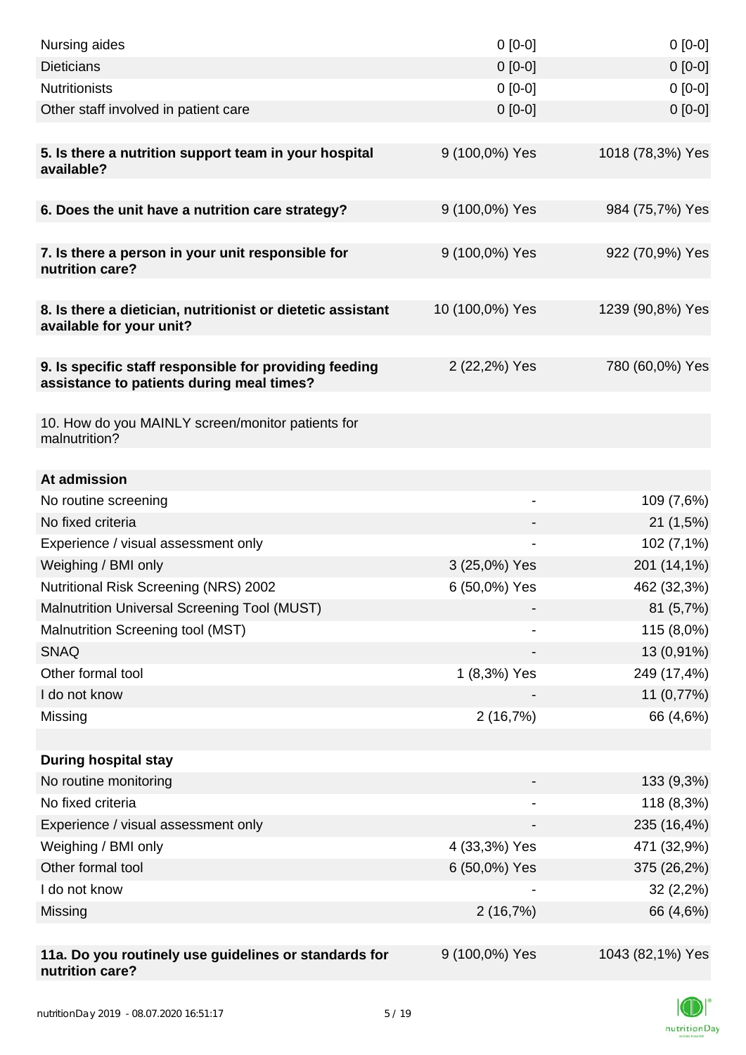| | | |
|---|---|---|
| Nursing aides | 0 [0-0] | 0 [0-0] |
| Dieticians | 0 [0-0] | 0 [0-0] |
| Nutritionists | 0 [0-0] | 0 [0-0] |
| Other staff involved in patient care | 0 [0-0] | 0 [0-0] |
| | | |
| **5. Is there a nutrition support team in your hospital available?** | 9 (100,0%) Yes | 1018 (78,3%) Yes |
| | | |
| **6. Does the unit have a nutrition care strategy?** | 9 (100,0%) Yes | 984 (75,7%) Yes |
| | | |
| **7. Is there a person in your unit responsible for nutrition care?** | 9 (100,0%) Yes | 922 (70,9%) Yes |
| | | |
| **8. Is there a dietician, nutritionist or dietetic assistant available for your unit?** | 10 (100,0%) Yes | 1239 (90,8%) Yes |
| | | |
| **9. Is specific staff responsible for providing feeding assistance to patients during meal times?** | 2 (22,2%) Yes | 780 (60,0%) Yes |
| | | |
| 10. How do you MAINLY screen/monitor patients for malnutrition? | | |
| | | |
| **At admission** | | |
| No routine screening | - | 109 (7,6%) |
| No fixed criteria | - | 21 (1,5%) |
| Experience / visual assessment only | - | 102 (7,1%) |
| Weighing / BMI only | 3 (25,0%) Yes | 201 (14,1%) |
| Nutritional Risk Screening (NRS) 2002 | 6 (50,0%) Yes | 462 (32,3%) |
| Malnutrition Universal Screening Tool (MUST) | - | 81 (5,7%) |
| Malnutrition Screening tool (MST) | - | 115 (8,0%) |
| SNAQ | - | 13 (0,91%) |
| Other formal tool | 1 (8,3%) Yes | 249 (17,4%) |
| I do not know | - | 11 (0,77%) |
| Missing | 2 (16,7%) | 66 (4,6%) |
| | | |
| **During hospital stay** | | |
| No routine monitoring | - | 133 (9,3%) |
| No fixed criteria | - | 118 (8,3%) |
| Experience / visual assessment only | - | 235 (16,4%) |
| Weighing / BMI only | 4 (33,3%) Yes | 471 (32,9%) |
| Other formal tool | 6 (50,0%) Yes | 375 (26,2%) |
| I do not know | - | 32 (2,2%) |
| Missing | 2 (16,7%) | 66 (4,6%) |
| | | |
| **11a. Do you routinely use guidelines or standards for nutrition care?** | 9 (100,0%) Yes | 1043 (82,1%) Yes |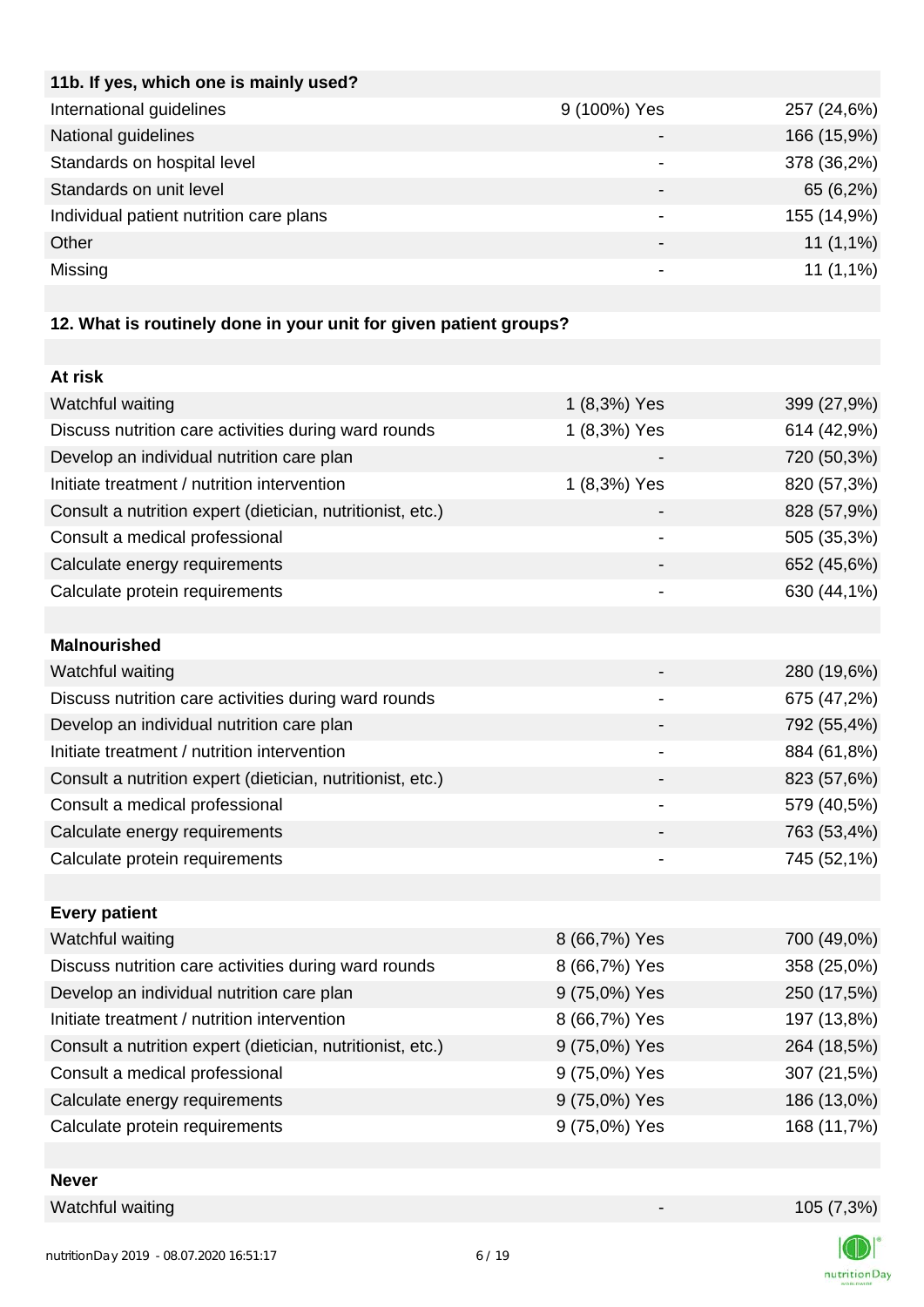| 11b. If yes, which one is mainly used? | | |
|---|---|---|
| International guidelines | 9 (100%) Yes | 257 (24,6%) |
| National guidelines | - | 166 (15,9%) |
| Standards on hospital level | - | 378 (36,2%) |
| Standards on unit level | - | 65 (6,2%) |
| Individual patient nutrition care plans | - | 155 (14,9%) |
| Other | - | 11 (1,1%) |
| Missing | - | 11 (1,1%) |

**12. What is routinely done in your unit for given patient groups?**

| At risk | | |
|---|---|---|
| Watchful waiting | 1 (8,3%) Yes | 399 (27,9%) |
| Discuss nutrition care activities during ward rounds | 1 (8,3%) Yes | 614 (42,9%) |
| Develop an individual nutrition care plan | - | 720 (50,3%) |
| Initiate treatment / nutrition intervention | 1 (8,3%) Yes | 820 (57,3%) |
| Consult a nutrition expert (dietician, nutritionist, etc.) | - | 828 (57,9%) |
| Consult a medical professional | - | 505 (35,3%) |
| Calculate energy requirements | - | 652 (45,6%) |
| Calculate protein requirements | - | 630 (44,1%) |
| **Malnourished** | | |
| Watchful waiting | - | 280 (19,6%) |
| Discuss nutrition care activities during ward rounds | - | 675 (47,2%) |
| Develop an individual nutrition care plan | - | 792 (55,4%) |
| Initiate treatment / nutrition intervention | - | 884 (61,8%) |
| Consult a nutrition expert (dietician, nutritionist, etc.) | - | 823 (57,6%) |
| Consult a medical professional | - | 579 (40,5%) |
| Calculate energy requirements | - | 763 (53,4%) |
| Calculate protein requirements | - | 745 (52,1%) |
| **Every patient** | | |
| Watchful waiting | 8 (66,7%) Yes | 700 (49,0%) |
| Discuss nutrition care activities during ward rounds | 8 (66,7%) Yes | 358 (25,0%) |
| Develop an individual nutrition care plan | 9 (75,0%) Yes | 250 (17,5%) |
| Initiate treatment / nutrition intervention | 8 (66,7%) Yes | 197 (13,8%) |
| Consult a nutrition expert (dietician, nutritionist, etc.) | 9 (75,0%) Yes | 264 (18,5%) |
| Consult a medical professional | 9 (75,0%) Yes | 307 (21,5%) |
| Calculate energy requirements | 9 (75,0%) Yes | 186 (13,0%) |
| Calculate protein requirements | 9 (75,0%) Yes | 168 (11,7%) |
| **Never** | | |
| Watchful waiting | - | 105 (7,3%) |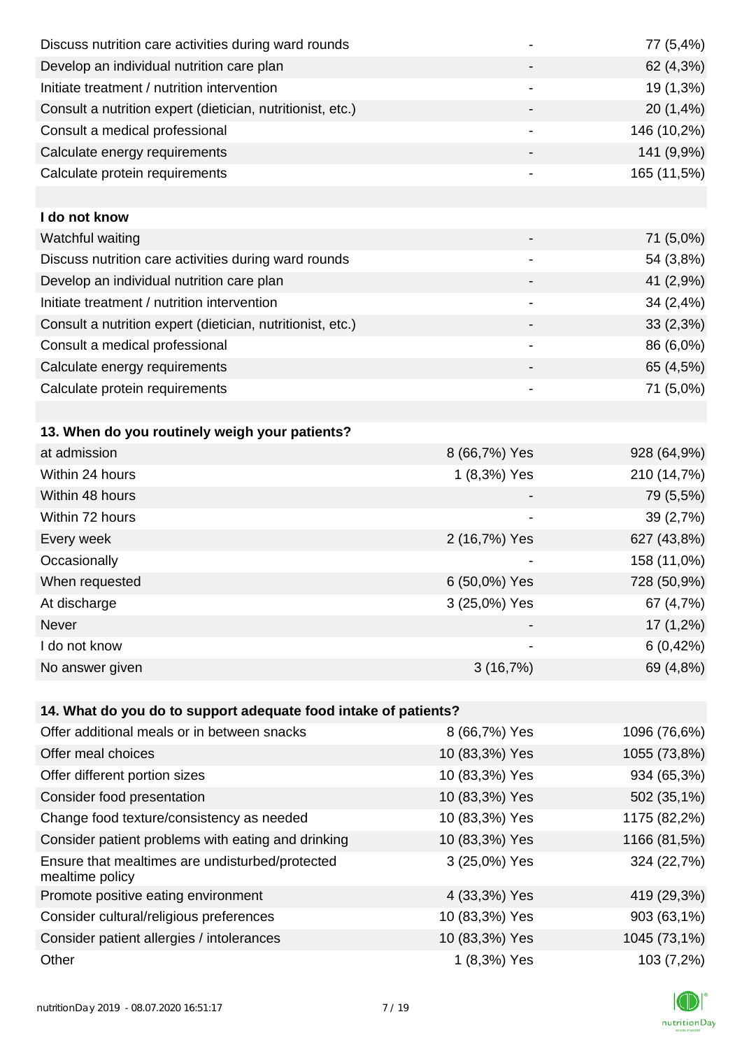| | | |
|---|---|---|
| Discuss nutrition care activities during ward rounds | - | 77 (5,4%) |
| Develop an individual nutrition care plan | - | 62 (4,3%) |
| Initiate treatment / nutrition intervention | - | 19 (1,3%) |
| Consult a nutrition expert (dietician, nutritionist, etc.) | - | 20 (1,4%) |
| Consult a medical professional | - | 146 (10,2%) |
| Calculate energy requirements | - | 141 (9,9%) |
| Calculate protein requirements | - | 165 (11,5%) |
| | | |
| **I do not know** | | |
| Watchful waiting | - | 71 (5,0%) |
| Discuss nutrition care activities during ward rounds | - | 54 (3,8%) |
| Develop an individual nutrition care plan | - | 41 (2,9%) |
| Initiate treatment / nutrition intervention | - | 34 (2,4%) |
| Consult a nutrition expert (dietician, nutritionist, etc.) | - | 33 (2,3%) |
| Consult a medical professional | - | 86 (6,0%) |
| Calculate energy requirements | - | 65 (4,5%) |
| Calculate protein requirements | - | 71 (5,0%) |

| **13. When do you routinely weigh your patients?** | | |
|---|---|---|
| at admission | 8 (66,7%) Yes | 928 (64,9%) |
| Within 24 hours | 1 (8,3%) Yes | 210 (14,7%) |
| Within 48 hours | - | 79 (5,5%) |
| Within 72 hours | - | 39 (2,7%) |
| Every week | 2 (16,7%) Yes | 627 (43,8%) |
| Occasionally | - | 158 (11,0%) |
| When requested | 6 (50,0%) Yes | 728 (50,9%) |
| At discharge | 3 (25,0%) Yes | 67 (4,7%) |
| Never | - | 17 (1,2%) |
| I do not know | - | 6 (0,42%) |
| No answer given | 3 (16,7%) | 69 (4,8%) |

| **14. What do you do to support adequate food intake of patients?** | | |
|---|---|---|
| Offer additional meals or in between snacks | 8 (66,7%) Yes | 1096 (76,6%) |
| Offer meal choices | 10 (83,3%) Yes | 1055 (73,8%) |
| Offer different portion sizes | 10 (83,3%) Yes | 934 (65,3%) |
| Consider food presentation | 10 (83,3%) Yes | 502 (35,1%) |
| Change food texture/consistency as needed | 10 (83,3%) Yes | 1175 (82,2%) |
| Consider patient problems with eating and drinking | 10 (83,3%) Yes | 1166 (81,5%) |
| Ensure that mealtimes are undisturbed/protected mealtime policy | 3 (25,0%) Yes | 324 (22,7%) |
| Promote positive eating environment | 4 (33,3%) Yes | 419 (29,3%) |
| Consider cultural/religious preferences | 10 (83,3%) Yes | 903 (63,1%) |
| Consider patient allergies / intolerances | 10 (83,3%) Yes | 1045 (73,1%) |
| Other | 1 (8,3%) Yes | 103 (7,2%) |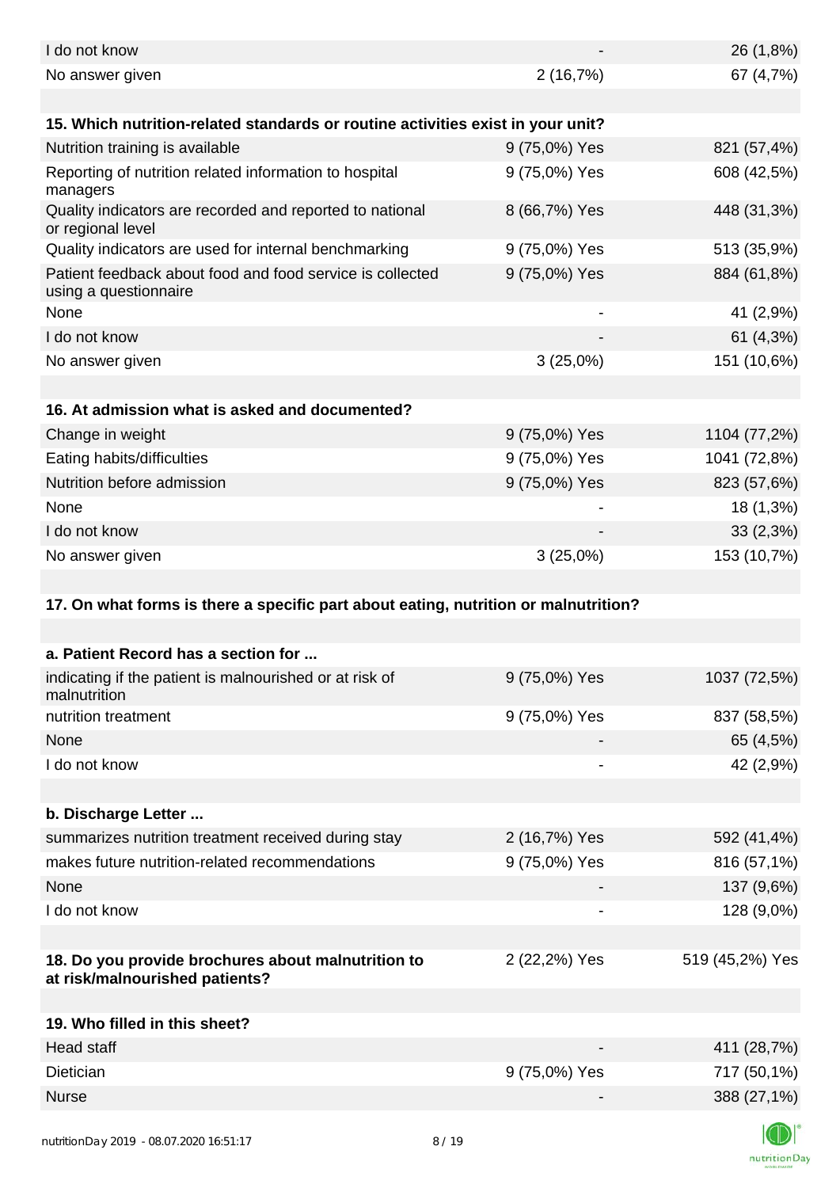| | | |
|---|---|---|
| I do not know | - | 26 (1,8%) |
| No answer given | 2 (16,7%) | 67 (4,7%) |

| **15. Which nutrition-related standards or routine activities exist in your unit?** | | |
|---|---|---|
| Nutrition training is available | 9 (75,0%) Yes | 821 (57,4%) |
| Reporting of nutrition related information to hospital managers | 9 (75,0%) Yes | 608 (42,5%) |
| Quality indicators are recorded and reported to national or regional level | 8 (66,7%) Yes | 448 (31,3%) |
| Quality indicators are used for internal benchmarking | 9 (75,0%) Yes | 513 (35,9%) |
| Patient feedback about food and food service is collected using a questionnaire | 9 (75,0%) Yes | 884 (61,8%) |
| None | - | 41 (2,9%) |
| I do not know | - | 61 (4,3%) |
| No answer given | 3 (25,0%) | 151 (10,6%) |

| **16. At admission what is asked and documented?** | | |
|---|---|---|
| Change in weight | 9 (75,0%) Yes | 1104 (77,2%) |
| Eating habits/difficulties | 9 (75,0%) Yes | 1041 (72,8%) |
| Nutrition before admission | 9 (75,0%) Yes | 823 (57,6%) |
| None | - | 18 (1,3%) |
| I do not know | - | 33 (2,3%) |
| No answer given | 3 (25,0%) | 153 (10,7%) |

**17. On what forms is there a specific part about eating, nutrition or malnutrition?**

| **a. Patient Record has a section for ...** | | |
|---|---|---|
| indicating if the patient is malnourished or at risk of malnutrition | 9 (75,0%) Yes | 1037 (72,5%) |
| nutrition treatment | 9 (75,0%) Yes | 837 (58,5%) |
| None | - | 65 (4,5%) |
| I do not know | - | 42 (2,9%) |

| **b. Discharge Letter ...** | | |
|---|---|---|
| summarizes nutrition treatment received during stay | 2 (16,7%) Yes | 592 (41,4%) |
| makes future nutrition-related recommendations | 9 (75,0%) Yes | 816 (57,1%) |
| None | - | 137 (9,6%) |
| I do not know | - | 128 (9,0%) |

| **18. Do you provide brochures about malnutrition to at risk/malnourished patients?** | 2 (22,2%) Yes | 519 (45,2%) Yes |
|---|---|---|

| **19. Who filled in this sheet?** | | |
|---|---|---|
| Head staff | - | 411 (28,7%) |
| Dietician | 9 (75,0%) Yes | 717 (50,1%) |
| Nurse | - | 388 (27,1%) |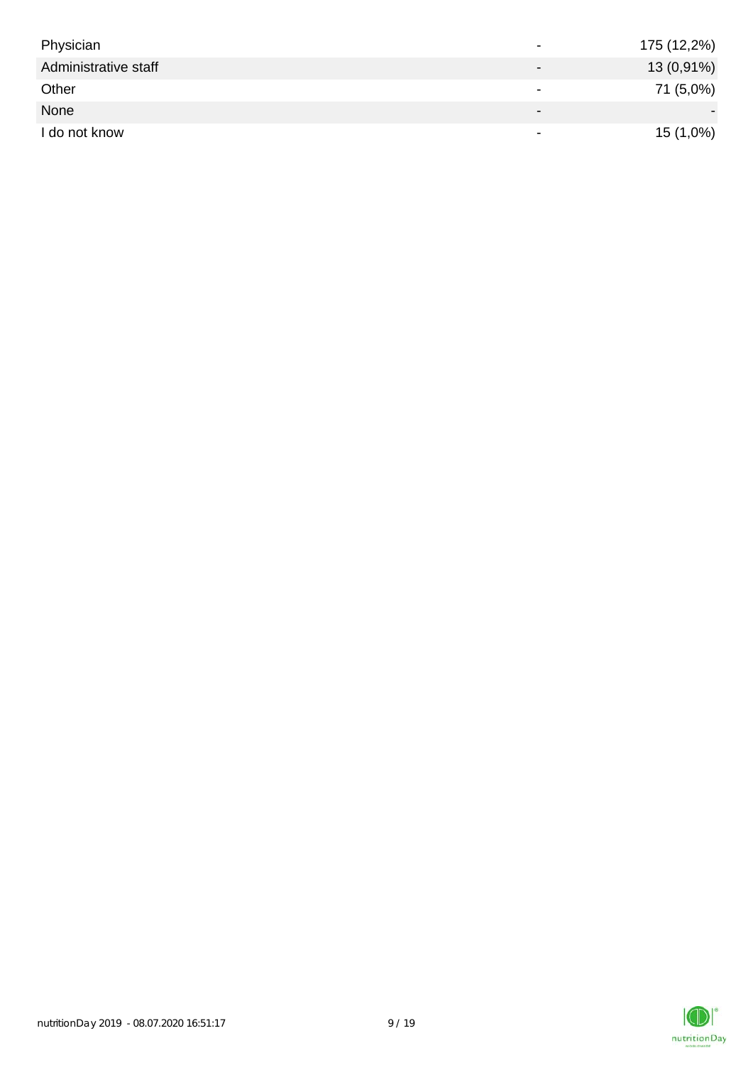| | | |
|---|---|---|
| Physician | - | 175 (12,2%) |
| Administrative staff | - | 13 (0,91%) |
| Other | - | 71 (5,0%) |
| None | - | - |
| I do not know | - | 15 (1,0%) |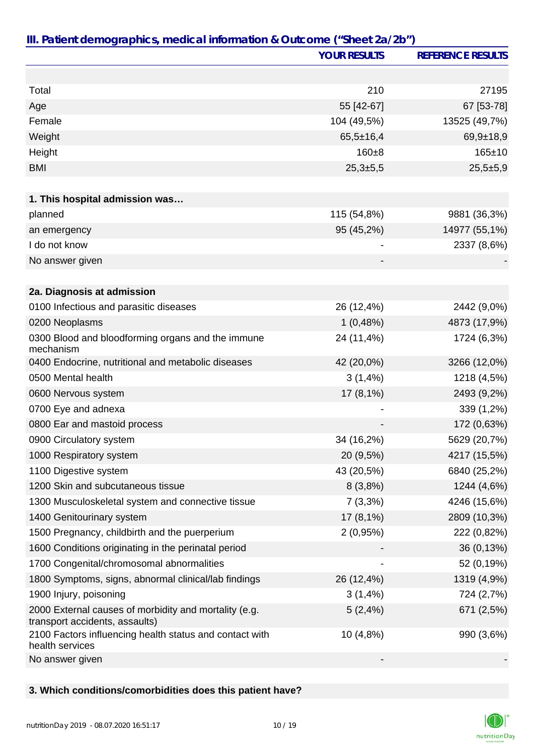## III. Patient demographics, medical information & Outcome ("Sheet 2a/2b")

| | YOUR RESULTS | REFERENCE RESULTS |
|---|---|---|
| | | |
| Total | 210 | 27195 |
| Age | 55 [42-67] | 67 [53-78] |
| Female | 104 (49,5%) | 13525 (49,7%) |
| Weight | 65,5±16,4 | 69,9±18,9 |
| Height | 160±8 | 165±10 |
| BMI | 25,3±5,5 | 25,5±5,9 |
| | | |
| **1. This hospital admission was…** | | |
| planned | 115 (54,8%) | 9881 (36,3%) |
| an emergency | 95 (45,2%) | 14977 (55,1%) |
| I do not know | - | 2337 (8,6%) |
| No answer given | - | - |
| | | |
| **2a. Diagnosis at admission** | | |
| 0100 Infectious and parasitic diseases | 26 (12,4%) | 2442 (9,0%) |
| 0200 Neoplasms | 1 (0,48%) | 4873 (17,9%) |
| 0300 Blood and bloodforming organs and the immune mechanism | 24 (11,4%) | 1724 (6,3%) |
| 0400 Endocrine, nutritional and metabolic diseases | 42 (20,0%) | 3266 (12,0%) |
| 0500 Mental health | 3 (1,4%) | 1218 (4,5%) |
| 0600 Nervous system | 17 (8,1%) | 2493 (9,2%) |
| 0700 Eye and adnexa | - | 339 (1,2%) |
| 0800 Ear and mastoid process | - | 172 (0,63%) |
| 0900 Circulatory system | 34 (16,2%) | 5629 (20,7%) |
| 1000 Respiratory system | 20 (9,5%) | 4217 (15,5%) |
| 1100 Digestive system | 43 (20,5%) | 6840 (25,2%) |
| 1200 Skin and subcutaneous tissue | 8 (3,8%) | 1244 (4,6%) |
| 1300 Musculoskeletal system and connective tissue | 7 (3,3%) | 4246 (15,6%) |
| 1400 Genitourinary system | 17 (8,1%) | 2809 (10,3%) |
| 1500 Pregnancy, childbirth and the puerperium | 2 (0,95%) | 222 (0,82%) |
| 1600 Conditions originating in the perinatal period | - | 36 (0,13%) |
| 1700 Congenital/chromosomal abnormalities | - | 52 (0,19%) |
| 1800 Symptoms, signs, abnormal clinical/lab findings | 26 (12,4%) | 1319 (4,9%) |
| 1900 Injury, poisoning | 3 (1,4%) | 724 (2,7%) |
| 2000 External causes of morbidity and mortality (e.g. transport accidents, assaults) | 5 (2,4%) | 671 (2,5%) |
| 2100 Factors influencing health status and contact with health services | 10 (4,8%) | 990 (3,6%) |
| No answer given | - | - |

**3. Which conditions/comorbidities does this patient have?**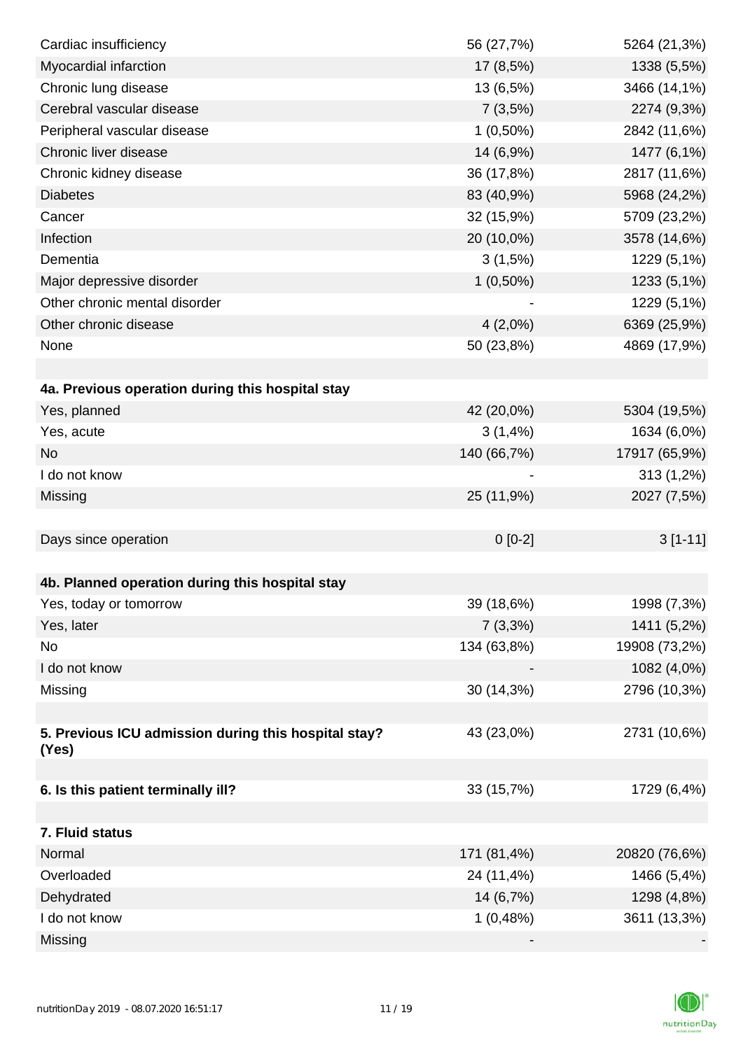| | | |
|---|---|---|
| Cardiac insufficiency | 56 (27,7%) | 5264 (21,3%) |
| Myocardial infarction | 17 (8,5%) | 1338 (5,5%) |
| Chronic lung disease | 13 (6,5%) | 3466 (14,1%) |
| Cerebral vascular disease | 7 (3,5%) | 2274 (9,3%) |
| Peripheral vascular disease | 1 (0,50%) | 2842 (11,6%) |
| Chronic liver disease | 14 (6,9%) | 1477 (6,1%) |
| Chronic kidney disease | 36 (17,8%) | 2817 (11,6%) |
| Diabetes | 83 (40,9%) | 5968 (24,2%) |
| Cancer | 32 (15,9%) | 5709 (23,2%) |
| Infection | 20 (10,0%) | 3578 (14,6%) |
| Dementia | 3 (1,5%) | 1229 (5,1%) |
| Major depressive disorder | 1 (0,50%) | 1233 (5,1%) |
| Other chronic mental disorder | - | 1229 (5,1%) |
| Other chronic disease | 4 (2,0%) | 6369 (25,9%) |
| None | 50 (23,8%) | 4869 (17,9%) |
| | | |
| **4a. Previous operation during this hospital stay** | | |
| Yes, planned | 42 (20,0%) | 5304 (19,5%) |
| Yes, acute | 3 (1,4%) | 1634 (6,0%) |
| No | 140 (66,7%) | 17917 (65,9%) |
| I do not know | - | 313 (1,2%) |
| Missing | 25 (11,9%) | 2027 (7,5%) |
| | | |
| Days since operation | 0 [0-2] | 3 [1-11] |
| | | |
| **4b. Planned operation during this hospital stay** | | |
| Yes, today or tomorrow | 39 (18,6%) | 1998 (7,3%) |
| Yes, later | 7 (3,3%) | 1411 (5,2%) |
| No | 134 (63,8%) | 19908 (73,2%) |
| I do not know | - | 1082 (4,0%) |
| Missing | 30 (14,3%) | 2796 (10,3%) |
| | | |
| **5. Previous ICU admission during this hospital stay? (Yes)** | 43 (23,0%) | 2731 (10,6%) |
| | | |
| **6. Is this patient terminally ill?** | 33 (15,7%) | 1729 (6,4%) |
| | | |
| **7. Fluid status** | | |
| Normal | 171 (81,4%) | 20820 (76,6%) |
| Overloaded | 24 (11,4%) | 1466 (5,4%) |
| Dehydrated | 14 (6,7%) | 1298 (4,8%) |
| I do not know | 1 (0,48%) | 3611 (13,3%) |
| Missing | - | - |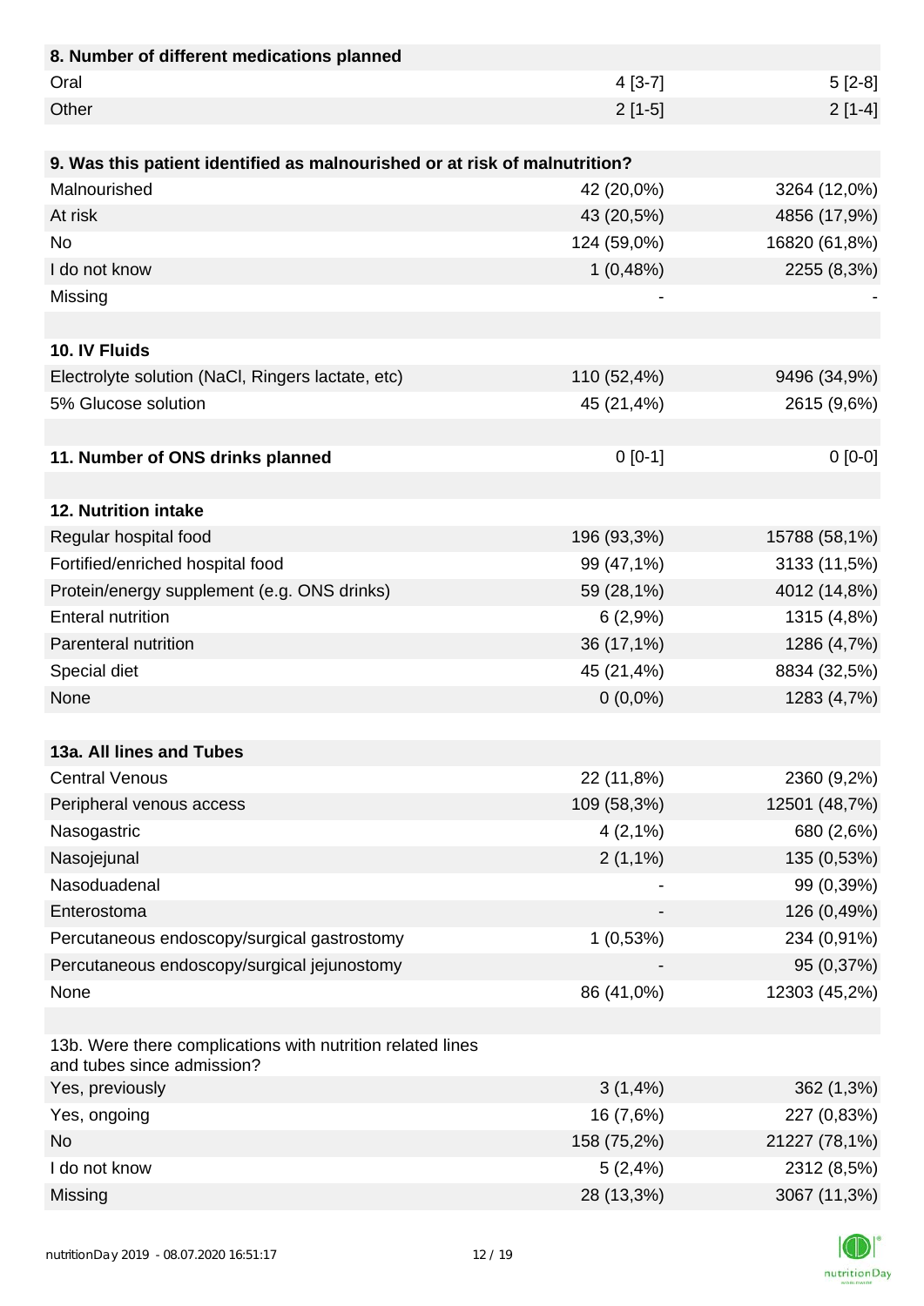| 8. Number of different medications planned | | |
|---|---|---|
| Oral | 4 [3-7] | 5 [2-8] |
| Other | 2 [1-5] | 2 [1-4] |

| 9. Was this patient identified as malnourished or at risk of malnutrition? | | |
|---|---|---|
| Malnourished | 42 (20,0%) | 3264 (12,0%) |
| At risk | 43 (20,5%) | 4856 (17,9%) |
| No | 124 (59,0%) | 16820 (61,8%) |
| I do not know | 1 (0,48%) | 2255 (8,3%) |
| Missing | - | - |

| 10. IV Fluids | | |
|---|---|---|
| Electrolyte solution (NaCl, Ringers lactate, etc) | 110 (52,4%) | 9496 (34,9%) |
| 5% Glucose solution | 45 (21,4%) | 2615 (9,6%) |

| 11. Number of ONS drinks planned | 0 [0-1] | 0 [0-0] |
|---|---|---|

| 12. Nutrition intake | | |
|---|---|---|
| Regular hospital food | 196 (93,3%) | 15788 (58,1%) |
| Fortified/enriched hospital food | 99 (47,1%) | 3133 (11,5%) |
| Protein/energy supplement (e.g. ONS drinks) | 59 (28,1%) | 4012 (14,8%) |
| Enteral nutrition | 6 (2,9%) | 1315 (4,8%) |
| Parenteral nutrition | 36 (17,1%) | 1286 (4,7%) |
| Special diet | 45 (21,4%) | 8834 (32,5%) |
| None | 0 (0,0%) | 1283 (4,7%) |

| 13a. All lines and Tubes | | |
|---|---|---|
| Central Venous | 22 (11,8%) | 2360 (9,2%) |
| Peripheral venous access | 109 (58,3%) | 12501 (48,7%) |
| Nasogastric | 4 (2,1%) | 680 (2,6%) |
| Nasojejunal | 2 (1,1%) | 135 (0,53%) |
| Nasoduadenal | - | 99 (0,39%) |
| Enterostoma | - | 126 (0,49%) |
| Percutaneous endoscopy/surgical gastrostomy | 1 (0,53%) | 234 (0,91%) |
| Percutaneous endoscopy/surgical jejunostomy | - | 95 (0,37%) |
| None | 86 (41,0%) | 12303 (45,2%) |

| 13b. Were there complications with nutrition related lines and tubes since admission? | | |
|---|---|---|
| Yes, previously | 3 (1,4%) | 362 (1,3%) |
| Yes, ongoing | 16 (7,6%) | 227 (0,83%) |
| No | 158 (75,2%) | 21227 (78,1%) |
| I do not know | 5 (2,4%) | 2312 (8,5%) |
| Missing | 28 (13,3%) | 3067 (11,3%) |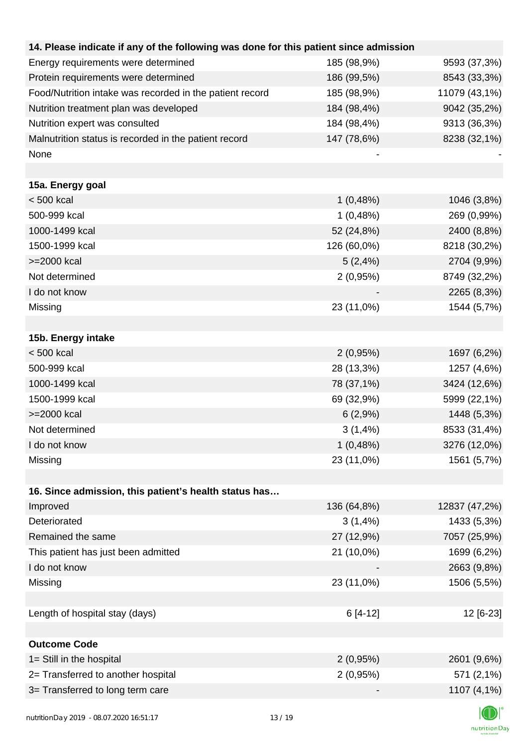| 14. Please indicate if any of the following was done for this patient since admission | | |
|---|---|---|
| Energy requirements were determined | 185 (98,9%) | 9593 (37,3%) |
| Protein requirements were determined | 186 (99,5%) | 8543 (33,3%) |
| Food/Nutrition intake was recorded in the patient record | 185 (98,9%) | 11079 (43,1%) |
| Nutrition treatment plan was developed | 184 (98,4%) | 9042 (35,2%) |
| Nutrition expert was consulted | 184 (98,4%) | 9313 (36,3%) |
| Malnutrition status is recorded in the patient record | 147 (78,6%) | 8238 (32,1%) |
| None | - | - |
| | | |
| **15a. Energy goal** | | |
| < 500 kcal | 1 (0,48%) | 1046 (3,8%) |
| 500-999 kcal | 1 (0,48%) | 269 (0,99%) |
| 1000-1499 kcal | 52 (24,8%) | 2400 (8,8%) |
| 1500-1999 kcal | 126 (60,0%) | 8218 (30,2%) |
| >=2000 kcal | 5 (2,4%) | 2704 (9,9%) |
| Not determined | 2 (0,95%) | 8749 (32,2%) |
| I do not know | - | 2265 (8,3%) |
| Missing | 23 (11,0%) | 1544 (5,7%) |
| | | |
| **15b. Energy intake** | | |
| < 500 kcal | 2 (0,95%) | 1697 (6,2%) |
| 500-999 kcal | 28 (13,3%) | 1257 (4,6%) |
| 1000-1499 kcal | 78 (37,1%) | 3424 (12,6%) |
| 1500-1999 kcal | 69 (32,9%) | 5999 (22,1%) |
| >=2000 kcal | 6 (2,9%) | 1448 (5,3%) |
| Not determined | 3 (1,4%) | 8533 (31,4%) |
| I do not know | 1 (0,48%) | 3276 (12,0%) |
| Missing | 23 (11,0%) | 1561 (5,7%) |
| | | |
| **16. Since admission, this patient's health status has…** | | |
| Improved | 136 (64,8%) | 12837 (47,2%) |
| Deteriorated | 3 (1,4%) | 1433 (5,3%) |
| Remained the same | 27 (12,9%) | 7057 (25,9%) |
| This patient has just been admitted | 21 (10,0%) | 1699 (6,2%) |
| I do not know | - | 2663 (9,8%) |
| Missing | 23 (11,0%) | 1506 (5,5%) |
| | | |
| Length of hospital stay (days) | 6 [4-12] | 12 [6-23] |
| | | |
| **Outcome Code** | | |
| 1= Still in the hospital | 2 (0,95%) | 2601 (9,6%) |
| 2= Transferred to another hospital | 2 (0,95%) | 571 (2,1%) |
| 3= Transferred to long term care | - | 1107 (4,1%) |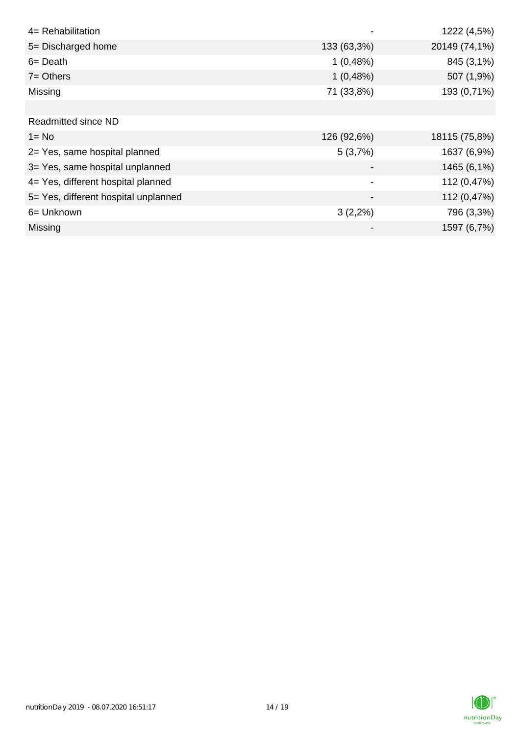| | | |
|---|---|---|
| 4= Rehabilitation | - | 1222 (4,5%) |
| 5= Discharged home | 133 (63,3%) | 20149 (74,1%) |
| 6= Death | 1 (0,48%) | 845 (3,1%) |
| 7= Others | 1 (0,48%) | 507 (1,9%) |
| Missing | 71 (33,8%) | 193 (0,71%) |
| | | |
| Readmitted since ND | | |
| 1= No | 126 (92,6%) | 18115 (75,8%) |
| 2= Yes, same hospital planned | 5 (3,7%) | 1637 (6,9%) |
| 3= Yes, same hospital unplanned | - | 1465 (6,1%) |
| 4= Yes, different hospital planned | - | 112 (0,47%) |
| 5= Yes, different hospital unplanned | - | 112 (0,47%) |
| 6= Unknown | 3 (2,2%) | 796 (3,3%) |
| Missing | - | 1597 (6,7%) |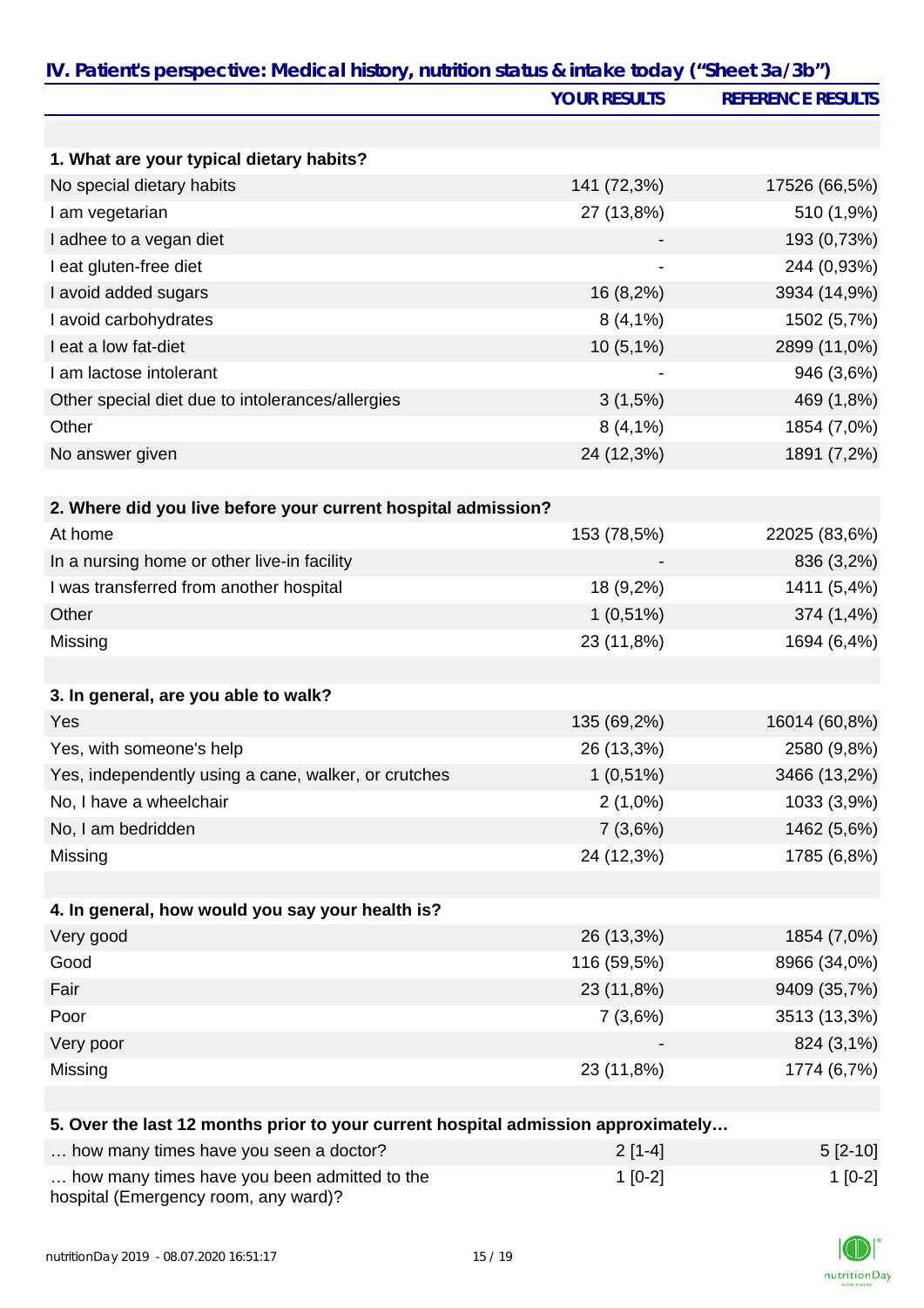## IV. Patient's perspective: Medical history, nutrition status & intake today ("Sheet 3a/3b")

| | YOUR RESULTS | REFERENCE RESULTS |
|---|---|---|
| **1. What are your typical dietary habits?** | | |
| No special dietary habits | 141 (72,3%) | 17526 (66,5%) |
| I am vegetarian | 27 (13,8%) | 510 (1,9%) |
| I adhee to a vegan diet | - | 193 (0,73%) |
| I eat gluten-free diet | - | 244 (0,93%) |
| I avoid added sugars | 16 (8,2%) | 3934 (14,9%) |
| I avoid carbohydrates | 8 (4,1%) | 1502 (5,7%) |
| I eat a low fat-diet | 10 (5,1%) | 2899 (11,0%) |
| I am lactose intolerant | - | 946 (3,6%) |
| Other special diet due to intolerances/allergies | 3 (1,5%) | 469 (1,8%) |
| Other | 8 (4,1%) | 1854 (7,0%) |
| No answer given | 24 (12,3%) | 1891 (7,2%) |
| **2. Where did you live before your current hospital admission?** | | |
| At home | 153 (78,5%) | 22025 (83,6%) |
| In a nursing home or other live-in facility | - | 836 (3,2%) |
| I was transferred from another hospital | 18 (9,2%) | 1411 (5,4%) |
| Other | 1 (0,51%) | 374 (1,4%) |
| Missing | 23 (11,8%) | 1694 (6,4%) |
| **3. In general, are you able to walk?** | | |
| Yes | 135 (69,2%) | 16014 (60,8%) |
| Yes, with someone's help | 26 (13,3%) | 2580 (9,8%) |
| Yes, independently using a cane, walker, or crutches | 1 (0,51%) | 3466 (13,2%) |
| No, I have a wheelchair | 2 (1,0%) | 1033 (3,9%) |
| No, I am bedridden | 7 (3,6%) | 1462 (5,6%) |
| Missing | 24 (12,3%) | 1785 (6,8%) |
| **4. In general, how would you say your health is?** | | |
| Very good | 26 (13,3%) | 1854 (7,0%) |
| Good | 116 (59,5%) | 8966 (34,0%) |
| Fair | 23 (11,8%) | 9409 (35,7%) |
| Poor | 7 (3,6%) | 3513 (13,3%) |
| Very poor | - | 824 (3,1%) |
| Missing | 23 (11,8%) | 1774 (6,7%) |
| **5. Over the last 12 months prior to your current hospital admission approximately…** | | |
| … how many times have you seen a doctor? | 2 [1-4] | 5 [2-10] |
| … how many times have you been admitted to the hospital (Emergency room, any ward)? | 1 [0-2] | 1 [0-2] |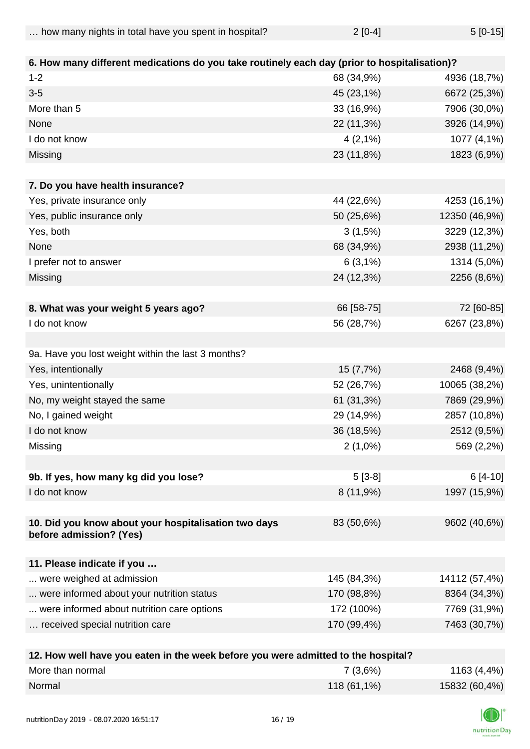| | | |
|---|---|---|
| … how many nights in total have you spent in hospital? | 2 [0-4] | 5 [0-15] |
| | | |
| **6. How many different medications do you take routinely each day (prior to hospitalisation)?** | | |
| 1-2 | 68 (34,9%) | 4936 (18,7%) |
| 3-5 | 45 (23,1%) | 6672 (25,3%) |
| More than 5 | 33 (16,9%) | 7906 (30,0%) |
| None | 22 (11,3%) | 3926 (14,9%) |
| I do not know | 4 (2,1%) | 1077 (4,1%) |
| Missing | 23 (11,8%) | 1823 (6,9%) |
| | | |
| **7. Do you have health insurance?** | | |
| Yes, private insurance only | 44 (22,6%) | 4253 (16,1%) |
| Yes, public insurance only | 50 (25,6%) | 12350 (46,9%) |
| Yes, both | 3 (1,5%) | 3229 (12,3%) |
| None | 68 (34,9%) | 2938 (11,2%) |
| I prefer not to answer | 6 (3,1%) | 1314 (5,0%) |
| Missing | 24 (12,3%) | 2256 (8,6%) |
| | | |
| **8. What was your weight 5 years ago?** | 66 [58-75] | 72 [60-85] |
| I do not know | 56 (28,7%) | 6267 (23,8%) |
| | | |
| 9a. Have you lost weight within the last 3 months? | | |
| Yes, intentionally | 15 (7,7%) | 2468 (9,4%) |
| Yes, unintentionally | 52 (26,7%) | 10065 (38,2%) |
| No, my weight stayed the same | 61 (31,3%) | 7869 (29,9%) |
| No, I gained weight | 29 (14,9%) | 2857 (10,8%) |
| I do not know | 36 (18,5%) | 2512 (9,5%) |
| Missing | 2 (1,0%) | 569 (2,2%) |
| | | |
| **9b. If yes, how many kg did you lose?** | 5 [3-8] | 6 [4-10] |
| I do not know | 8 (11,9%) | 1997 (15,9%) |
| | | |
| **10. Did you know about your hospitalisation two days before admission? (Yes)** | 83 (50,6%) | 9602 (40,6%) |
| | | |
| **11. Please indicate if you …** | | |
| ... were weighed at admission | 145 (84,3%) | 14112 (57,4%) |
| ... were informed about your nutrition status | 170 (98,8%) | 8364 (34,3%) |
| ... were informed about nutrition care options | 172 (100%) | 7769 (31,9%) |
| … received special nutrition care | 170 (99,4%) | 7463 (30,7%) |
| | | |
| **12. How well have you eaten in the week before you were admitted to the hospital?** | | |
| More than normal | 7 (3,6%) | 1163 (4,4%) |
| Normal | 118 (61,1%) | 15832 (60,4%) |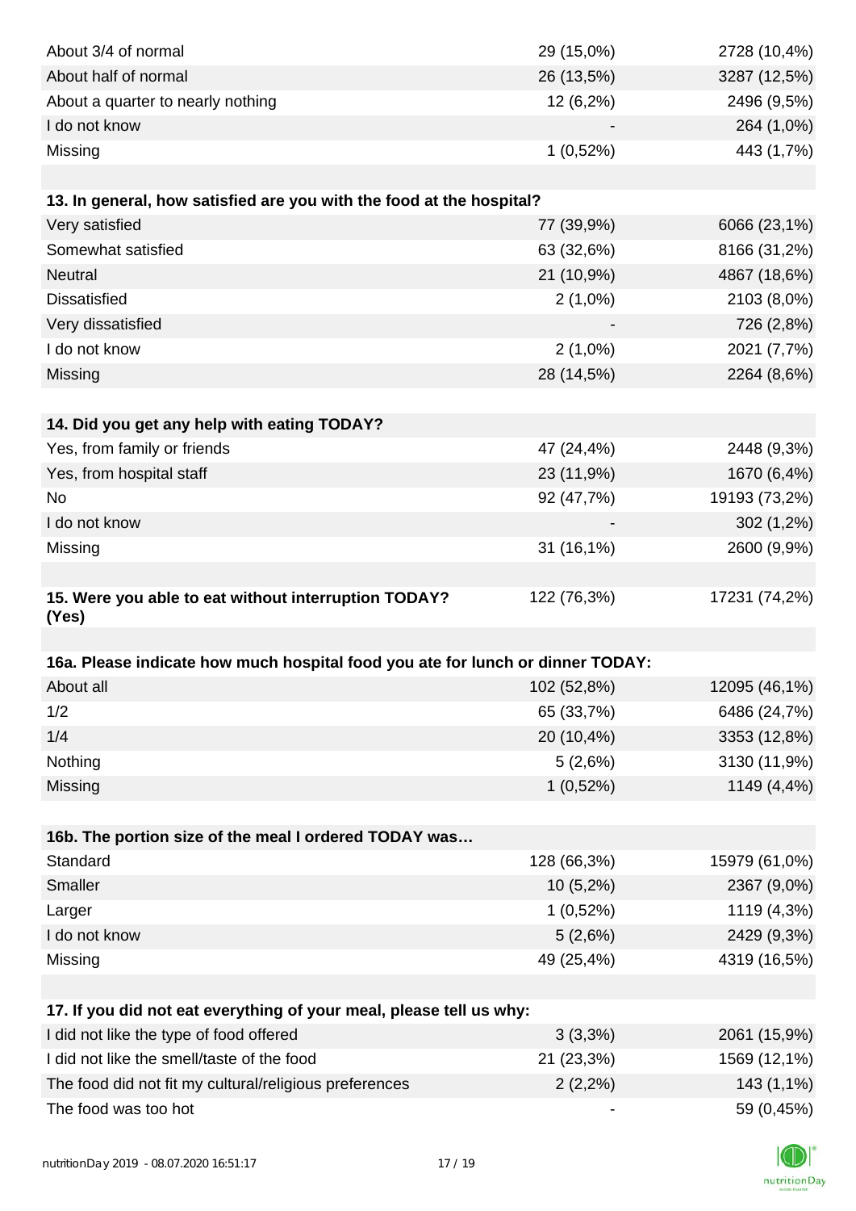| | | |
|---|---|---|
| About 3/4 of normal | 29 (15,0%) | 2728 (10,4%) |
| About half of normal | 26 (13,5%) | 3287 (12,5%) |
| About a quarter to nearly nothing | 12 (6,2%) | 2496 (9,5%) |
| I do not know | - | 264 (1,0%) |
| Missing | 1 (0,52%) | 443 (1,7%) |

| **13. In general, how satisfied are you with the food at the hospital?** | | |
|---|---|---|
| Very satisfied | 77 (39,9%) | 6066 (23,1%) |
| Somewhat satisfied | 63 (32,6%) | 8166 (31,2%) |
| Neutral | 21 (10,9%) | 4867 (18,6%) |
| Dissatisfied | 2 (1,0%) | 2103 (8,0%) |
| Very dissatisfied | - | 726 (2,8%) |
| I do not know | 2 (1,0%) | 2021 (7,7%) |
| Missing | 28 (14,5%) | 2264 (8,6%) |

| **14. Did you get any help with eating TODAY?** | | |
|---|---|---|
| Yes, from family or friends | 47 (24,4%) | 2448 (9,3%) |
| Yes, from hospital staff | 23 (11,9%) | 1670 (6,4%) |
| No | 92 (47,7%) | 19193 (73,2%) |
| I do not know | - | 302 (1,2%) |
| Missing | 31 (16,1%) | 2600 (9,9%) |

| **15. Were you able to eat without interruption TODAY? (Yes)** | 122 (76,3%) | 17231 (74,2%) |
|---|---|---|

| **16a. Please indicate how much hospital food you ate for lunch or dinner TODAY:** | | |
|---|---|---|
| About all | 102 (52,8%) | 12095 (46,1%) |
| 1/2 | 65 (33,7%) | 6486 (24,7%) |
| 1/4 | 20 (10,4%) | 3353 (12,8%) |
| Nothing | 5 (2,6%) | 3130 (11,9%) |
| Missing | 1 (0,52%) | 1149 (4,4%) |

| **16b. The portion size of the meal I ordered TODAY was…** | | |
|---|---|---|
| Standard | 128 (66,3%) | 15979 (61,0%) |
| Smaller | 10 (5,2%) | 2367 (9,0%) |
| Larger | 1 (0,52%) | 1119 (4,3%) |
| I do not know | 5 (2,6%) | 2429 (9,3%) |
| Missing | 49 (25,4%) | 4319 (16,5%) |

| **17. If you did not eat everything of your meal, please tell us why:** | | |
|---|---|---|
| I did not like the type of food offered | 3 (3,3%) | 2061 (15,9%) |
| I did not like the smell/taste of the food | 21 (23,3%) | 1569 (12,1%) |
| The food did not fit my cultural/religious preferences | 2 (2,2%) | 143 (1,1%) |
| The food was too hot | - | 59 (0,45%) |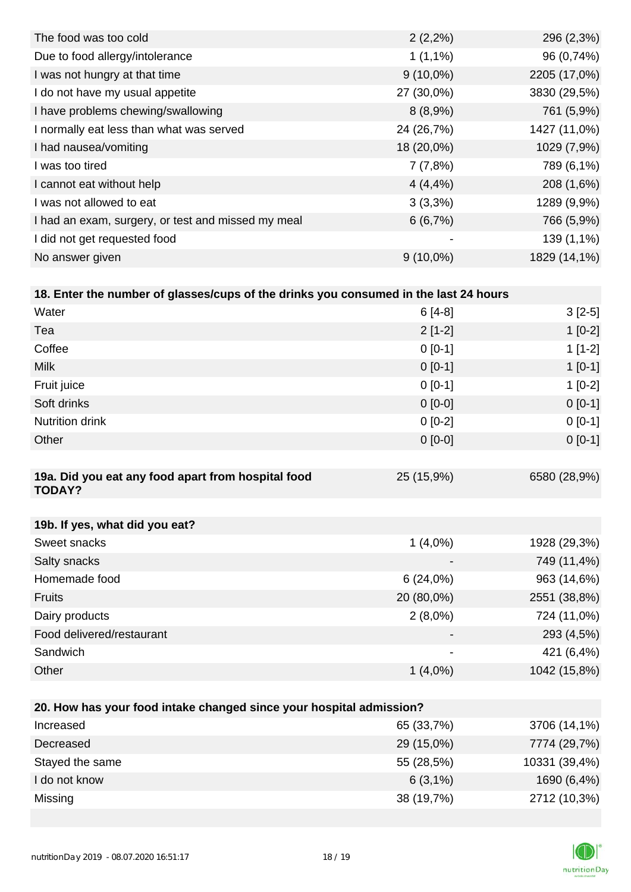| | | |
|---|---|---|
| The food was too cold | 2 (2,2%) | 296 (2,3%) |
| Due to food allergy/intolerance | 1 (1,1%) | 96 (0,74%) |
| I was not hungry at that time | 9 (10,0%) | 2205 (17,0%) |
| I do not have my usual appetite | 27 (30,0%) | 3830 (29,5%) |
| I have problems chewing/swallowing | 8 (8,9%) | 761 (5,9%) |
| I normally eat less than what was served | 24 (26,7%) | 1427 (11,0%) |
| I had nausea/vomiting | 18 (20,0%) | 1029 (7,9%) |
| I was too tired | 7 (7,8%) | 789 (6,1%) |
| I cannot eat without help | 4 (4,4%) | 208 (1,6%) |
| I was not allowed to eat | 3 (3,3%) | 1289 (9,9%) |
| I had an exam, surgery, or test and missed my meal | 6 (6,7%) | 766 (5,9%) |
| I did not get requested food | - | 139 (1,1%) |
| No answer given | 9 (10,0%) | 1829 (14,1%) |

| **18. Enter the number of glasses/cups of the drinks you consumed in the last 24 hours** | | |
|---|---|---|
| Water | 6 [4-8] | 3 [2-5] |
| Tea | 2 [1-2] | 1 [0-2] |
| Coffee | 0 [0-1] | 1 [1-2] |
| Milk | 0 [0-1] | 1 [0-1] |
| Fruit juice | 0 [0-1] | 1 [0-2] |
| Soft drinks | 0 [0-0] | 0 [0-1] |
| Nutrition drink | 0 [0-2] | 0 [0-1] |
| Other | 0 [0-0] | 0 [0-1] |

| **19a. Did you eat any food apart from hospital food TODAY?** | 25 (15,9%) | 6580 (28,9%) |
|---|---|---|

| **19b. If yes, what did you eat?** | | |
|---|---|---|
| Sweet snacks | 1 (4,0%) | 1928 (29,3%) |
| Salty snacks | - | 749 (11,4%) |
| Homemade food | 6 (24,0%) | 963 (14,6%) |
| Fruits | 20 (80,0%) | 2551 (38,8%) |
| Dairy products | 2 (8,0%) | 724 (11,0%) |
| Food delivered/restaurant | - | 293 (4,5%) |
| Sandwich | - | 421 (6,4%) |
| Other | 1 (4,0%) | 1042 (15,8%) |

| **20. How has your food intake changed since your hospital admission?** | | |
|---|---|---|
| Increased | 65 (33,7%) | 3706 (14,1%) |
| Decreased | 29 (15,0%) | 7774 (29,7%) |
| Stayed the same | 55 (28,5%) | 10331 (39,4%) |
| I do not know | 6 (3,1%) | 1690 (6,4%) |
| Missing | 38 (19,7%) | 2712 (10,3%) |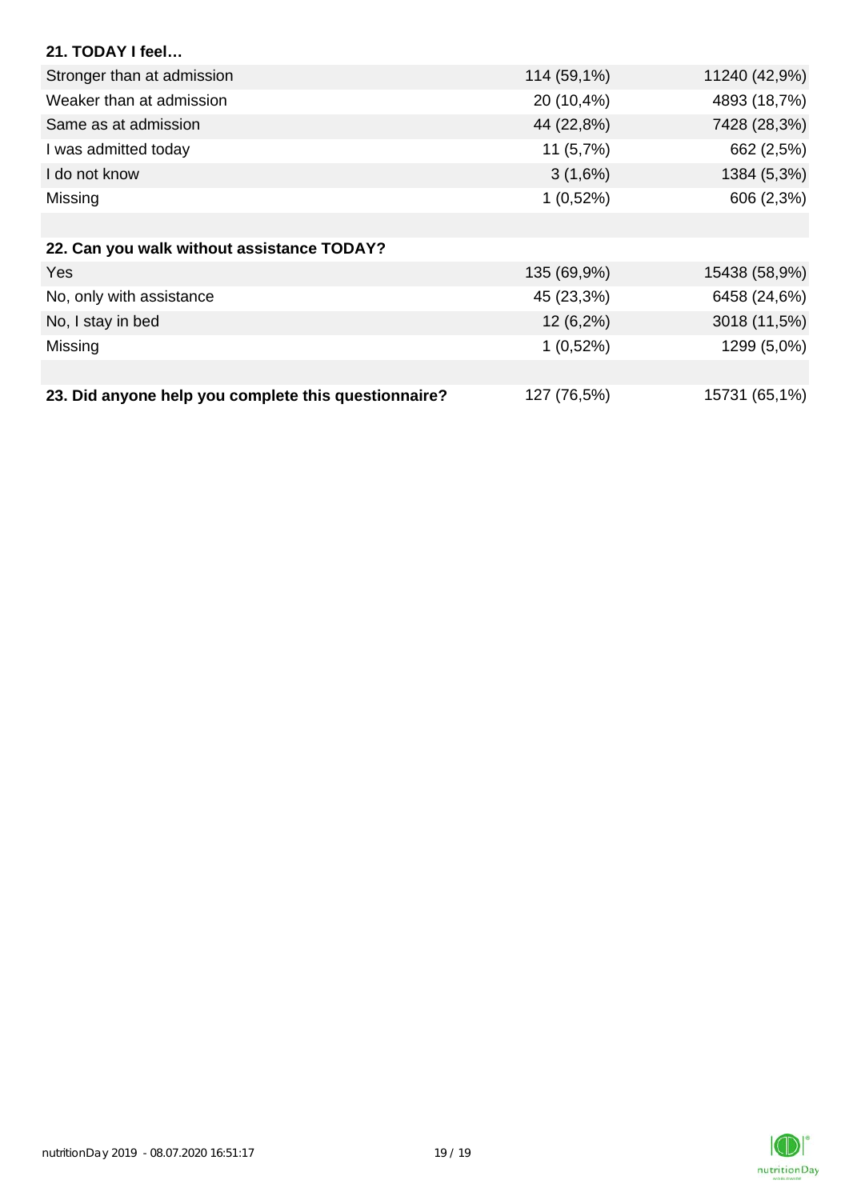| | | |
|---|---|---|
| **21. TODAY I feel…** | | |
| Stronger than at admission | 114 (59,1%) | 11240 (42,9%) |
| Weaker than at admission | 20 (10,4%) | 4893 (18,7%) |
| Same as at admission | 44 (22,8%) | 7428 (28,3%) |
| I was admitted today | 11 (5,7%) | 662 (2,5%) |
| I do not know | 3 (1,6%) | 1384 (5,3%) |
| Missing | 1 (0,52%) | 606 (2,3%) |
| | | |
| **22. Can you walk without assistance TODAY?** | | |
| Yes | 135 (69,9%) | 15438 (58,9%) |
| No, only with assistance | 45 (23,3%) | 6458 (24,6%) |
| No, I stay in bed | 12 (6,2%) | 3018 (11,5%) |
| Missing | 1 (0,52%) | 1299 (5,0%) |
| | | |
| **23. Did anyone help you complete this questionnaire?** | 127 (76,5%) | 15731 (65,1%) |

nutritionDay 2019 - 08.07.2020 16:51:17